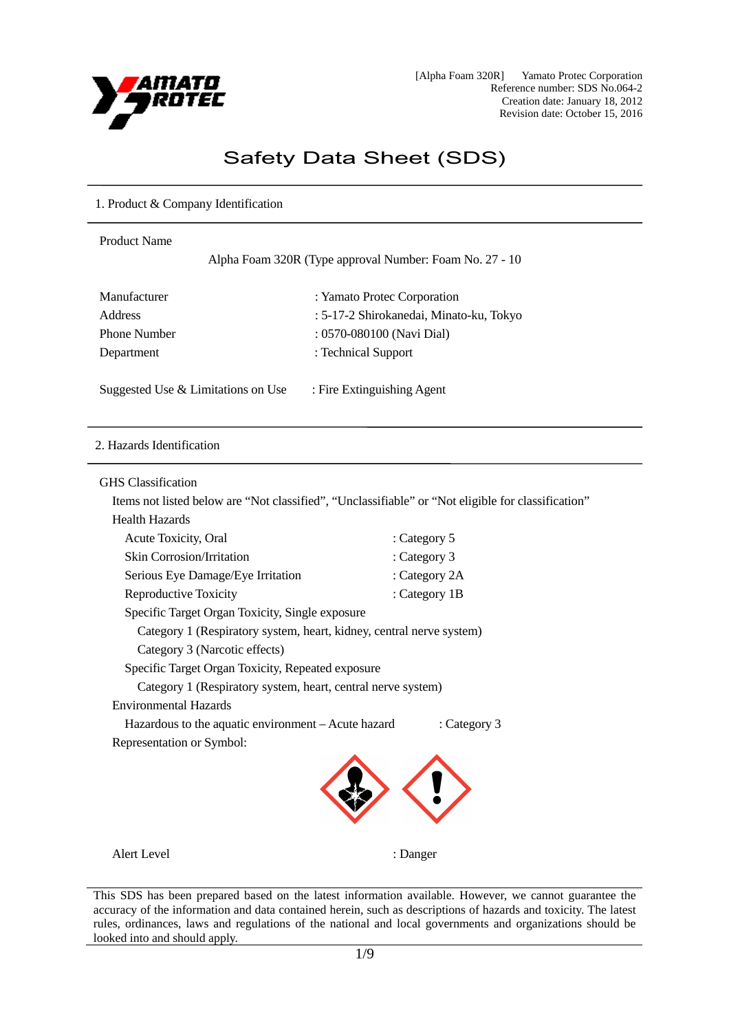[Alpha Foam 320R]　Yamato Protec Corporation
Reference number: SDS No.064-2
Creation date: January 18, 2012
Revision date: October 15, 2016

# Safety Data Sheet (SDS)

## 1. Product & Company Identification

Product Name

Alpha Foam 320R (Type approval Number: Foam No. 27 - 10

| | |
|---|---|
| Manufacturer | : Yamato Protec Corporation |
| Address | : 5-17-2 Shirokanedai, Minato-ku, Tokyo |
| Phone Number | : 0570-080100 (Navi Dial) |
| Department | : Technical Support |

Suggested Use & Limitations on Use　: Fire Extinguishing Agent

## 2. Hazards Identification

GHS Classification

Items not listed below are "Not classified", "Unclassifiable" or "Not eligible for classification"

Health Hazards

- Acute Toxicity, Oral　: Category 5
- Skin Corrosion/Irritation　: Category 3
- Serious Eye Damage/Eye Irritation　: Category 2A
- Reproductive Toxicity　: Category 1B
- Specific Target Organ Toxicity, Single exposure
  - Category 1 (Respiratory system, heart, kidney, central nerve system)
  - Category 3 (Narcotic effects)
- Specific Target Organ Toxicity, Repeated exposure
  - Category 1 (Respiratory system, heart, central nerve system)

Environmental Hazards

- Hazardous to the aquatic environment – Acute hazard　: Category 3

Representation or Symbol:

Alert Level　: Danger

This SDS has been prepared based on the latest information available. However, we cannot guarantee the accuracy of the information and data contained herein, such as descriptions of hazards and toxicity. The latest rules, ordinances, laws and regulations of the national and local governments and organizations should be looked into and should apply.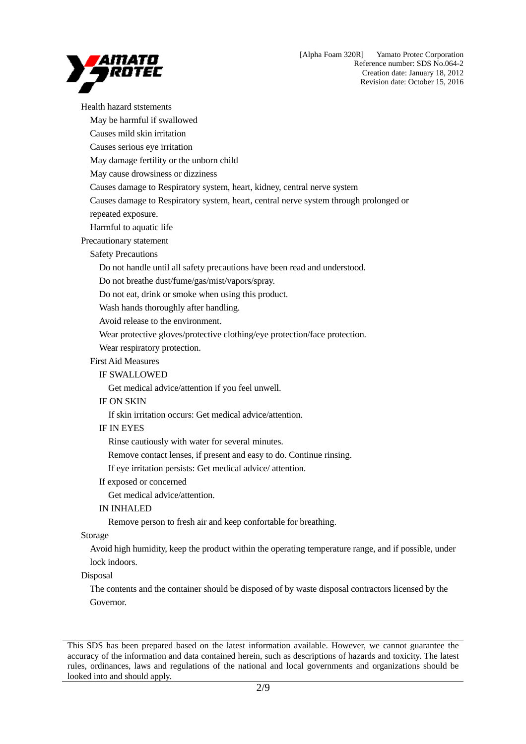Health hazard ststements

- May be harmful if swallowed
- Causes mild skin irritation
- Causes serious eye irritation
- May damage fertility or the unborn child
- May cause drowsiness or dizziness
- Causes damage to Respiratory system, heart, kidney, central nerve system
- Causes damage to Respiratory system, heart, central nerve system through prolonged or repeated exposure.
- Harmful to aquatic life

Precautionary statement

Safety Precautions

- Do not handle until all safety precautions have been read and understood.
- Do not breathe dust/fume/gas/mist/vapors/spray.
- Do not eat, drink or smoke when using this product.
- Wash hands thoroughly after handling.
- Avoid release to the environment.
- Wear protective gloves/protective clothing/eye protection/face protection.
- Wear respiratory protection.

First Aid Measures

IF SWALLOWED

Get medical advice/attention if you feel unwell.

IF ON SKIN

If skin irritation occurs: Get medical advice/attention.

IF IN EYES

Rinse cautiously with water for several minutes.

Remove contact lenses, if present and easy to do. Continue rinsing.

If eye irritation persists: Get medical advice/ attention.

If exposed or concerned

Get medical advice/attention.

IN INHALED

Remove person to fresh air and keep confortable for breathing.

Storage

Avoid high humidity, keep the product within the operating temperature range, and if possible, under lock indoors.

Disposal

The contents and the container should be disposed of by waste disposal contractors licensed by the Governor.

This SDS has been prepared based on the latest information available. However, we cannot guarantee the accuracy of the information and data contained herein, such as descriptions of hazards and toxicity. The latest rules, ordinances, laws and regulations of the national and local governments and organizations should be looked into and should apply.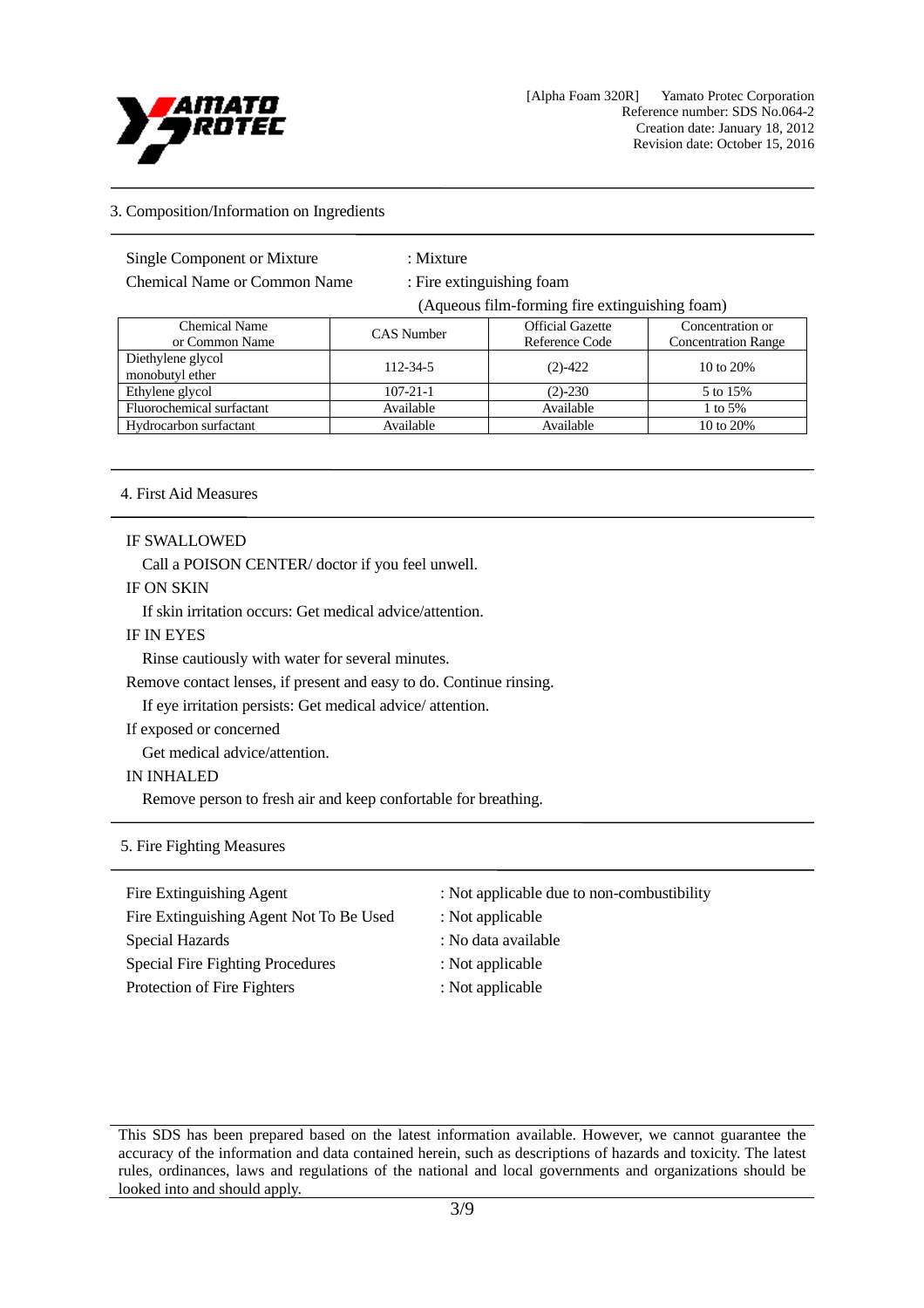## 3. Composition/Information on Ingredients

Single Component or Mixture : Mixture

Chemical Name or Common Name : Fire extinguishing foam

(Aqueous film-forming fire extinguishing foam)

| Chemical Name or Common Name | CAS Number | Official Gazette Reference Code | Concentration or Concentration Range |
|---|---|---|---|
| Diethylene glycol monobutyl ether | 112-34-5 | (2)-422 | 10 to 20% |
| Ethylene glycol | 107-21-1 | (2)-230 | 5 to 15% |
| Fluorochemical surfactant | Available | Available | 1 to 5% |
| Hydrocarbon surfactant | Available | Available | 10 to 20% |

## 4. First Aid Measures

IF SWALLOWED

Call a POISON CENTER/ doctor if you feel unwell.

IF ON SKIN

If skin irritation occurs: Get medical advice/attention.

IF IN EYES

Rinse cautiously with water for several minutes.

Remove contact lenses, if present and easy to do. Continue rinsing.

If eye irritation persists: Get medical advice/ attention.

If exposed or concerned

Get medical advice/attention.

IN INHALED

Remove person to fresh air and keep confortable for breathing.

## 5. Fire Fighting Measures

Fire Extinguishing Agent : Not applicable due to non-combustibility

Fire Extinguishing Agent Not To Be Used : Not applicable

Special Hazards : No data available

Special Fire Fighting Procedures : Not applicable

Protection of Fire Fighters : Not applicable

This SDS has been prepared based on the latest information available. However, we cannot guarantee the accuracy of the information and data contained herein, such as descriptions of hazards and toxicity. The latest rules, ordinances, laws and regulations of the national and local governments and organizations should be looked into and should apply.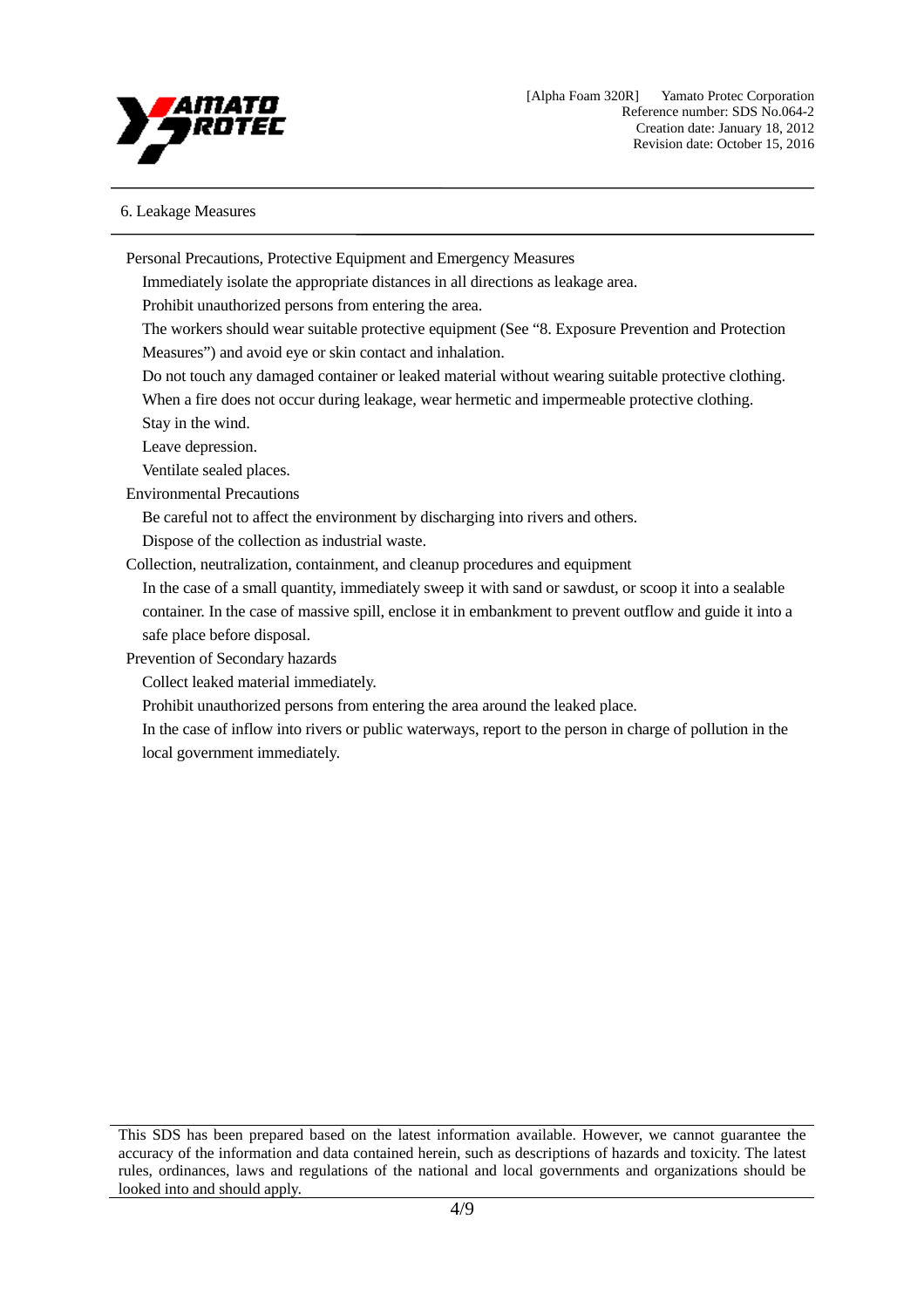## 6. Leakage Measures

Personal Precautions, Protective Equipment and Emergency Measures

Immediately isolate the appropriate distances in all directions as leakage area.

Prohibit unauthorized persons from entering the area.

The workers should wear suitable protective equipment (See "8. Exposure Prevention and Protection Measures") and avoid eye or skin contact and inhalation.

Do not touch any damaged container or leaked material without wearing suitable protective clothing.

When a fire does not occur during leakage, wear hermetic and impermeable protective clothing.

Stay in the wind.

Leave depression.

Ventilate sealed places.

Environmental Precautions

Be careful not to affect the environment by discharging into rivers and others.

Dispose of the collection as industrial waste.

Collection, neutralization, containment, and cleanup procedures and equipment

In the case of a small quantity, immediately sweep it with sand or sawdust, or scoop it into a sealable container. In the case of massive spill, enclose it in embankment to prevent outflow and guide it into a safe place before disposal.

Prevention of Secondary hazards

Collect leaked material immediately.

Prohibit unauthorized persons from entering the area around the leaked place.

In the case of inflow into rivers or public waterways, report to the person in charge of pollution in the local government immediately.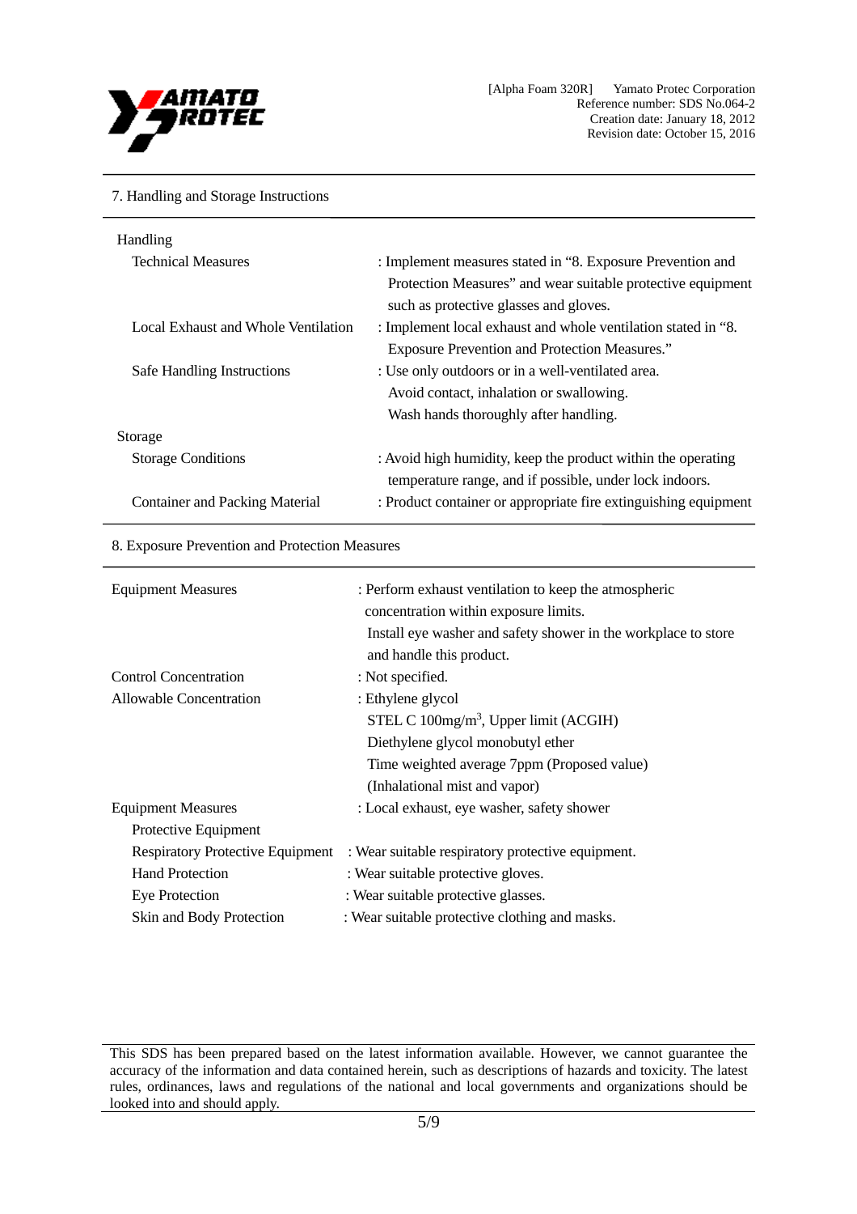## 7. Handling and Storage Instructions

**Handling**

| | |
|---|---|
| Technical Measures | : Implement measures stated in "8. Exposure Prevention and Protection Measures" and wear suitable protective equipment such as protective glasses and gloves. |
| Local Exhaust and Whole Ventilation | : Implement local exhaust and whole ventilation stated in "8. Exposure Prevention and Protection Measures." |
| Safe Handling Instructions | : Use only outdoors or in a well-ventilated area.<br>Avoid contact, inhalation or swallowing.<br>Wash hands thoroughly after handling. |

**Storage**

| | |
|---|---|
| Storage Conditions | : Avoid high humidity, keep the product within the operating temperature range, and if possible, under lock indoors. |
| Container and Packing Material | : Product container or appropriate fire extinguishing equipment |

## 8. Exposure Prevention and Protection Measures

| | |
|---|---|
| Equipment Measures | : Perform exhaust ventilation to keep the atmospheric concentration within exposure limits.<br>Install eye washer and safety shower in the workplace to store and handle this product. |
| Control Concentration | : Not specified. |
| Allowable Concentration | : Ethylene glycol<br>STEL C 100mg/m$^3$, Upper limit (ACGIH)<br>Diethylene glycol monobutyl ether<br>Time weighted average 7ppm (Proposed value)<br>(Inhalational mist and vapor) |
| Equipment Measures | : Local exhaust, eye washer, safety shower |

Protective Equipment

| | |
|---|---|
| Respiratory Protective Equipment | : Wear suitable respiratory protective equipment. |
| Hand Protection | : Wear suitable protective gloves. |
| Eye Protection | : Wear suitable protective glasses. |
| Skin and Body Protection | : Wear suitable protective clothing and masks. |

This SDS has been prepared based on the latest information available. However, we cannot guarantee the accuracy of the information and data contained herein, such as descriptions of hazards and toxicity. The latest rules, ordinances, laws and regulations of the national and local governments and organizations should be looked into and should apply.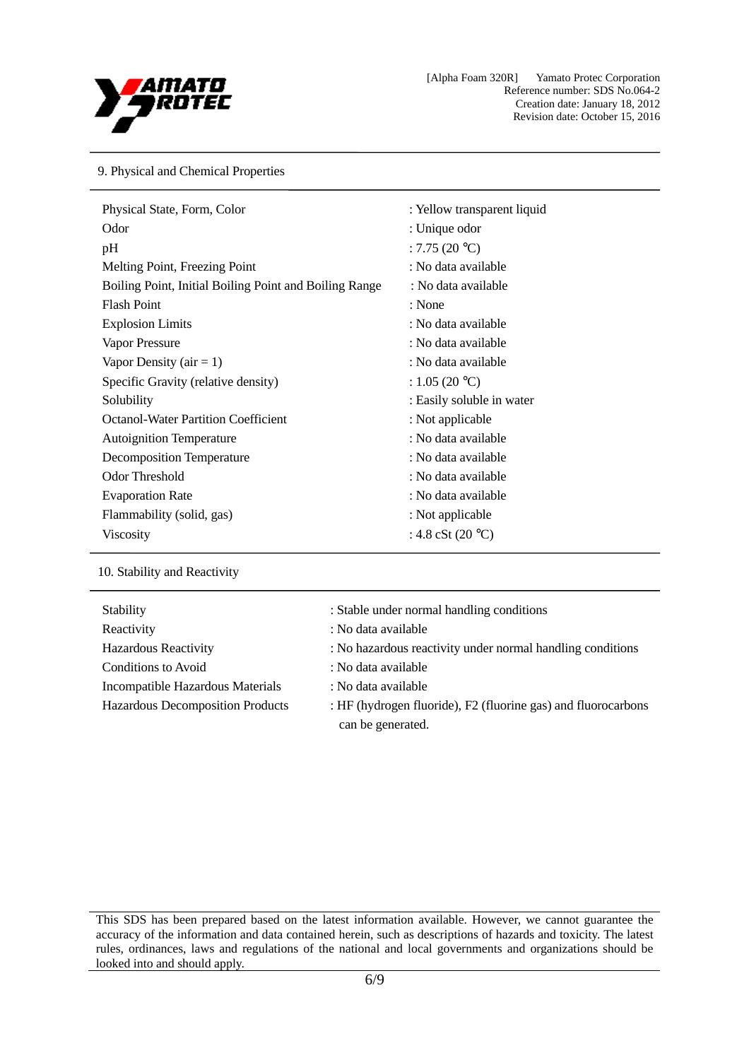## 9. Physical and Chemical Properties

| Property | Value |
|---|---|
| Physical State, Form, Color | : Yellow transparent liquid |
| Odor | : Unique odor |
| pH | : 7.75 (20 ℃) |
| Melting Point, Freezing Point | : No data available |
| Boiling Point, Initial Boiling Point and Boiling Range | : No data available |
| Flash Point | : None |
| Explosion Limits | : No data available |
| Vapor Pressure | : No data available |
| Vapor Density (air = 1) | : No data available |
| Specific Gravity (relative density) | : 1.05 (20 ℃) |
| Solubility | : Easily soluble in water |
| Octanol-Water Partition Coefficient | : Not applicable |
| Autoignition Temperature | : No data available |
| Decomposition Temperature | : No data available |
| Odor Threshold | : No data available |
| Evaporation Rate | : No data available |
| Flammability (solid, gas) | : Not applicable |
| Viscosity | : 4.8 cSt (20 ℃) |

## 10. Stability and Reactivity

| Property | Value |
|---|---|
| Stability | : Stable under normal handling conditions |
| Reactivity | : No data available |
| Hazardous Reactivity | : No hazardous reactivity under normal handling conditions |
| Conditions to Avoid | : No data available |
| Incompatible Hazardous Materials | : No data available |
| Hazardous Decomposition Products | : HF (hydrogen fluoride), $F_2$ (fluorine gas) and fluorocarbons can be generated. |

This SDS has been prepared based on the latest information available. However, we cannot guarantee the accuracy of the information and data contained herein, such as descriptions of hazards and toxicity. The latest rules, ordinances, laws and regulations of the national and local governments and organizations should be looked into and should apply.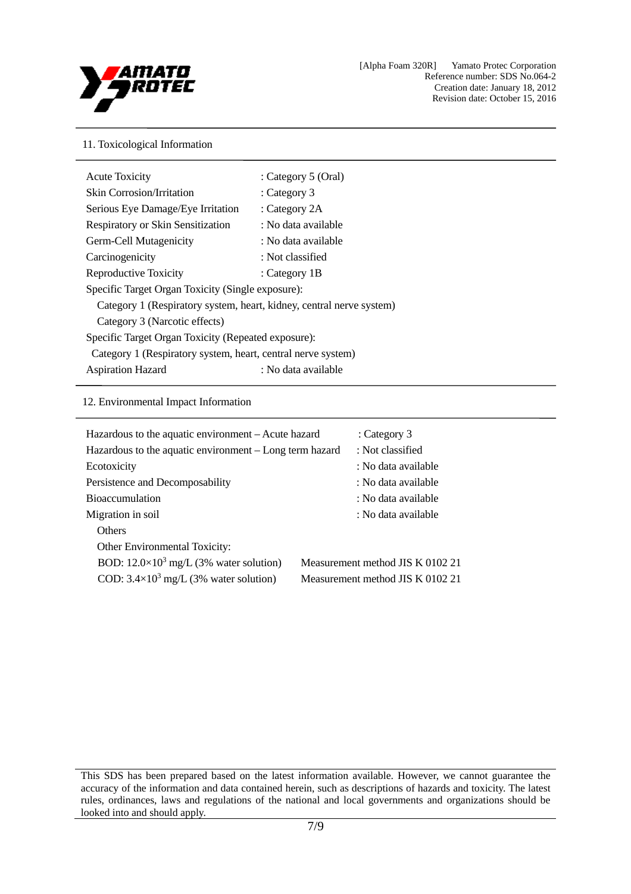## 11. Toxicological Information

| | |
|---|---|
| Acute Toxicity | : Category 5 (Oral) |
| Skin Corrosion/Irritation | : Category 3 |
| Serious Eye Damage/Eye Irritation | : Category 2A |
| Respiratory or Skin Sensitization | : No data available |
| Germ-Cell Mutagenicity | : No data available |
| Carcinogenicity | : Not classified |
| Reproductive Toxicity | : Category 1B |

Specific Target Organ Toxicity (Single exposure):

Category 1 (Respiratory system, heart, kidney, central nerve system)

Category 3 (Narcotic effects)

Specific Target Organ Toxicity (Repeated exposure):

Category 1 (Respiratory system, heart, central nerve system)

| | |
|---|---|
| Aspiration Hazard | : No data available |

## 12. Environmental Impact Information

| | |
|---|---|
| Hazardous to the aquatic environment – Acute hazard | : Category 3 |
| Hazardous to the aquatic environment – Long term hazard | : Not classified |
| Ecotoxicity | : No data available |
| Persistence and Decomposability | : No data available |
| Bioaccumulation | : No data available |
| Migration in soil | : No data available |

Others

Other Environmental Toxicity:

BOD: $12.0\times10^3$ mg/L (3% water solution) Measurement method JIS K 0102 21

COD: $3.4\times10^3$ mg/L (3% water solution) Measurement method JIS K 0102 21

This SDS has been prepared based on the latest information available. However, we cannot guarantee the accuracy of the information and data contained herein, such as descriptions of hazards and toxicity. The latest rules, ordinances, laws and regulations of the national and local governments and organizations should be looked into and should apply.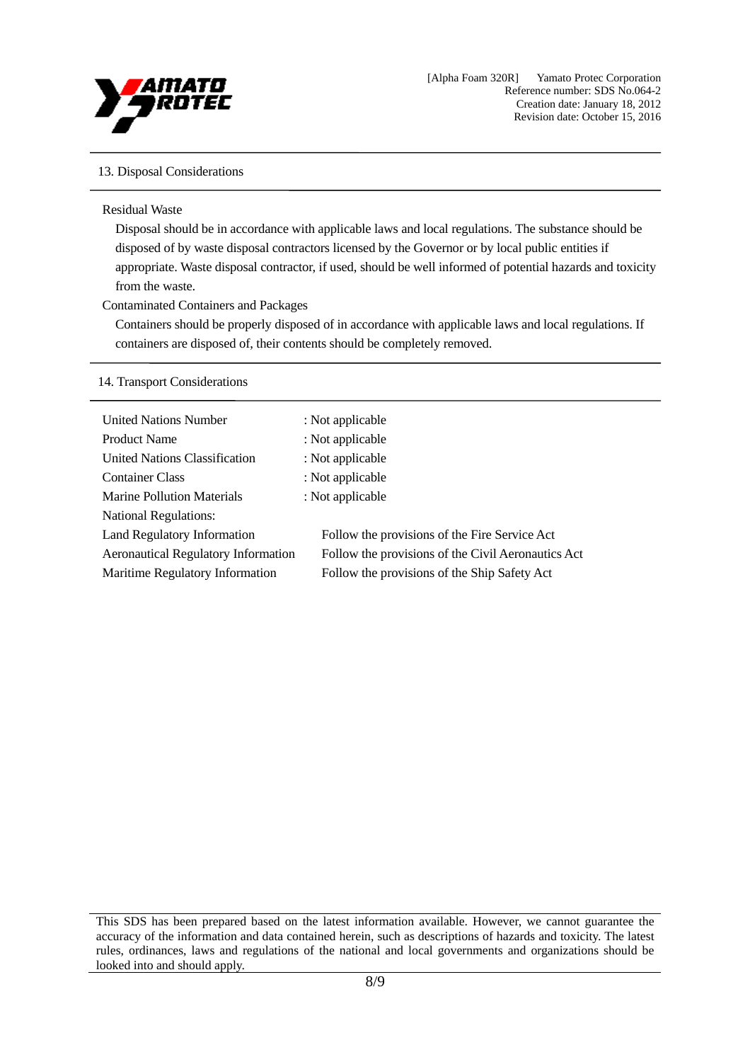## 13. Disposal Considerations

Residual Waste

Disposal should be in accordance with applicable laws and local regulations. The substance should be disposed of by waste disposal contractors licensed by the Governor or by local public entities if appropriate. Waste disposal contractor, if used, should be well informed of potential hazards and toxicity from the waste.

Contaminated Containers and Packages

Containers should be properly disposed of in accordance with applicable laws and local regulations. If containers are disposed of, their contents should be completely removed.

## 14. Transport Considerations

| | |
|---|---|
| United Nations Number | : Not applicable |
| Product Name | : Not applicable |
| United Nations Classification | : Not applicable |
| Container Class | : Not applicable |
| Marine Pollution Materials | : Not applicable |
| National Regulations: | |
| Land Regulatory Information | Follow the provisions of the Fire Service Act |
| Aeronautical Regulatory Information | Follow the provisions of the Civil Aeronautics Act |
| Maritime Regulatory Information | Follow the provisions of the Ship Safety Act |

This SDS has been prepared based on the latest information available. However, we cannot guarantee the accuracy of the information and data contained herein, such as descriptions of hazards and toxicity. The latest rules, ordinances, laws and regulations of the national and local governments and organizations should be looked into and should apply.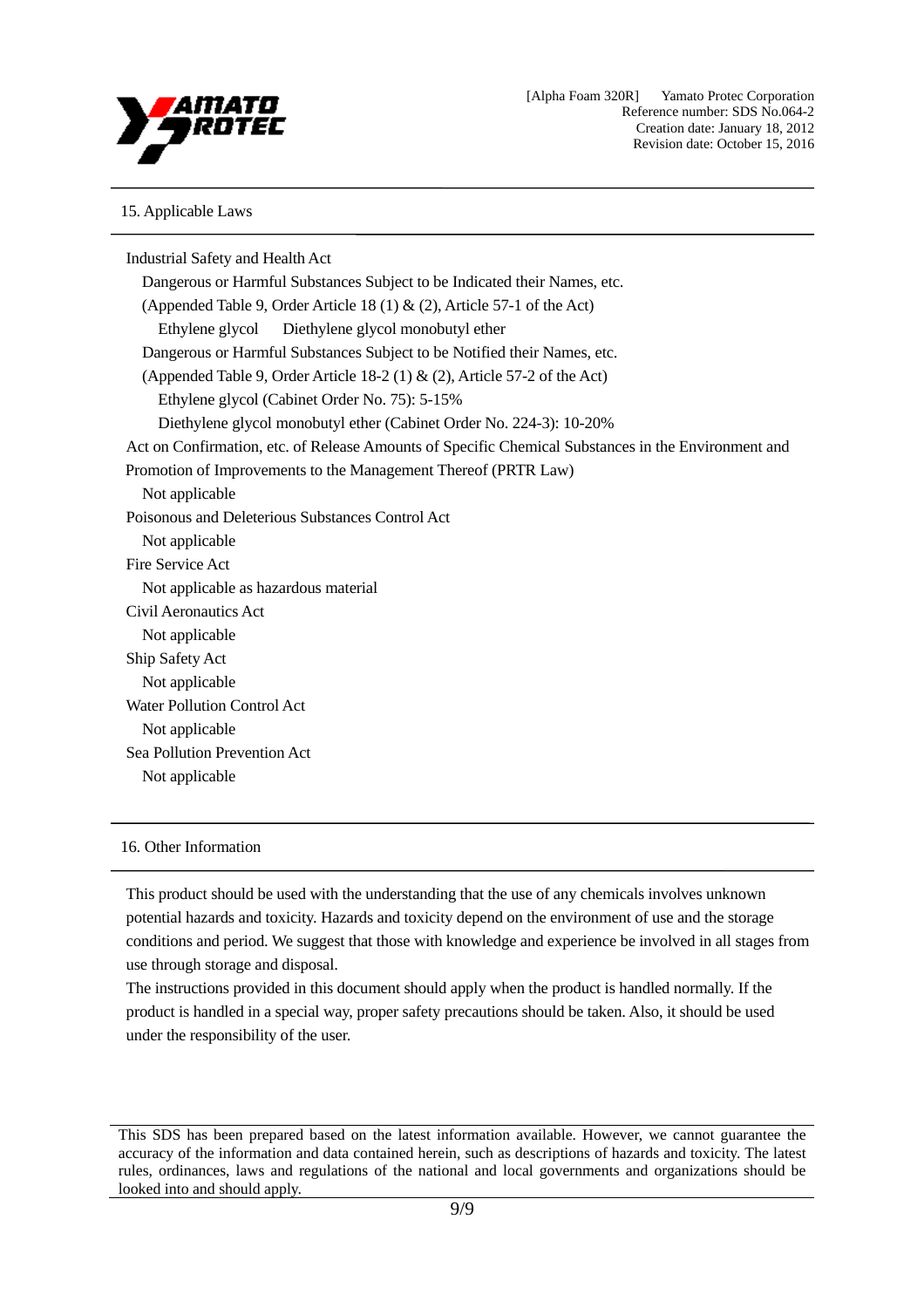## 15. Applicable Laws

Industrial Safety and Health Act

Dangerous or Harmful Substances Subject to be Indicated their Names, etc.

(Appended Table 9, Order Article 18 (1) & (2), Article 57-1 of the Act)

Ethylene glycol  Diethylene glycol monobutyl ether

Dangerous or Harmful Substances Subject to be Notified their Names, etc.

(Appended Table 9, Order Article 18-2 (1) & (2), Article 57-2 of the Act)

Ethylene glycol (Cabinet Order No. 75): 5-15%

Diethylene glycol monobutyl ether (Cabinet Order No. 224-3): 10-20%

Act on Confirmation, etc. of Release Amounts of Specific Chemical Substances in the Environment and Promotion of Improvements to the Management Thereof (PRTR Law)

Not applicable

Poisonous and Deleterious Substances Control Act

Not applicable

Fire Service Act

Not applicable as hazardous material

Civil Aeronautics Act

Not applicable

Ship Safety Act

Not applicable

Water Pollution Control Act

Not applicable

Sea Pollution Prevention Act

Not applicable

## 16. Other Information

This product should be used with the understanding that the use of any chemicals involves unknown potential hazards and toxicity. Hazards and toxicity depend on the environment of use and the storage conditions and period. We suggest that those with knowledge and experience be involved in all stages from use through storage and disposal.

The instructions provided in this document should apply when the product is handled normally. If the product is handled in a special way, proper safety precautions should be taken. Also, it should be used under the responsibility of the user.

This SDS has been prepared based on the latest information available. However, we cannot guarantee the accuracy of the information and data contained herein, such as descriptions of hazards and toxicity. The latest rules, ordinances, laws and regulations of the national and local governments and organizations should be looked into and should apply.